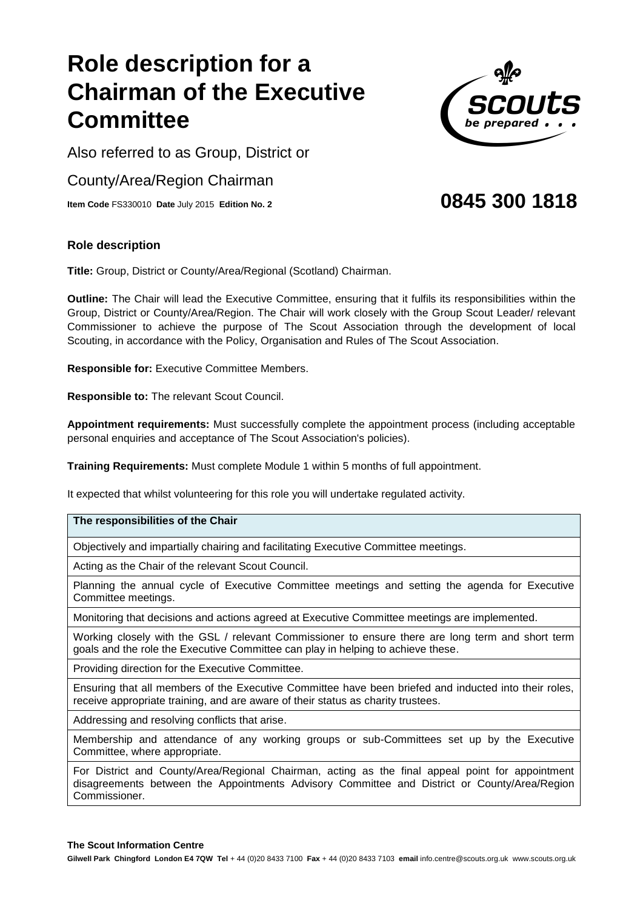# Role description for a Chairman of the Executive Committee

Also referred to as Group, District or County/Area/Region Chairman

**Item Code** FS330010 **Date** July 2015 **Edition No. 2**

**0845 300 1818**

### Role description

**Title:** Group, District or County/Area/Regional (Scotland) Chairman.

**Outline:** The Chair will lead the Executive Committee, ensuring that it fulfils its responsibilities within the Group, District or County/Area/Region. The Chair will work closely with the Group Scout Leader/ relevant Commissioner to achieve the purpose of The Scout Association through the development of local Scouting, in accordance with the Policy, Organisation and Rules of The Scout Association.

**Responsible for:** Executive Committee Members.

**Responsible to:** The relevant Scout Council.

**Appointment requirements:** Must successfully complete the appointment process (including acceptable personal enquiries and acceptance of The Scout Association's policies).

**Training Requirements:** Must complete Module 1 within 5 months of full appointment.

It expected that whilst volunteering for this role you will undertake regulated activity.

| The responsibilities of the Chair |
|---|
| Objectively and impartially chairing and facilitating Executive Committee meetings. |
| Acting as the Chair of the relevant Scout Council. |
| Planning the annual cycle of Executive Committee meetings and setting the agenda for Executive Committee meetings. |
| Monitoring that decisions and actions agreed at Executive Committee meetings are implemented. |
| Working closely with the GSL / relevant Commissioner to ensure there are long term and short term goals and the role the Executive Committee can play in helping to achieve these. |
| Providing direction for the Executive Committee. |
| Ensuring that all members of the Executive Committee have been briefed and inducted into their roles, receive appropriate training, and are aware of their status as charity trustees. |
| Addressing and resolving conflicts that arise. |
| Membership and attendance of any working groups or sub-Committees set up by the Executive Committee, where appropriate. |
| For District and County/Area/Regional Chairman, acting as the final appeal point for appointment disagreements between the Appointments Advisory Committee and District or County/Area/Region Commissioner. |

**The Scout Information Centre**

**Gilwell Park Chingford London E4 7QW Tel** + 44 (0)20 8433 7100 **Fax** + 44 (0)20 8433 7103 **email** info.centre@scouts.org.uk www.scouts.org.uk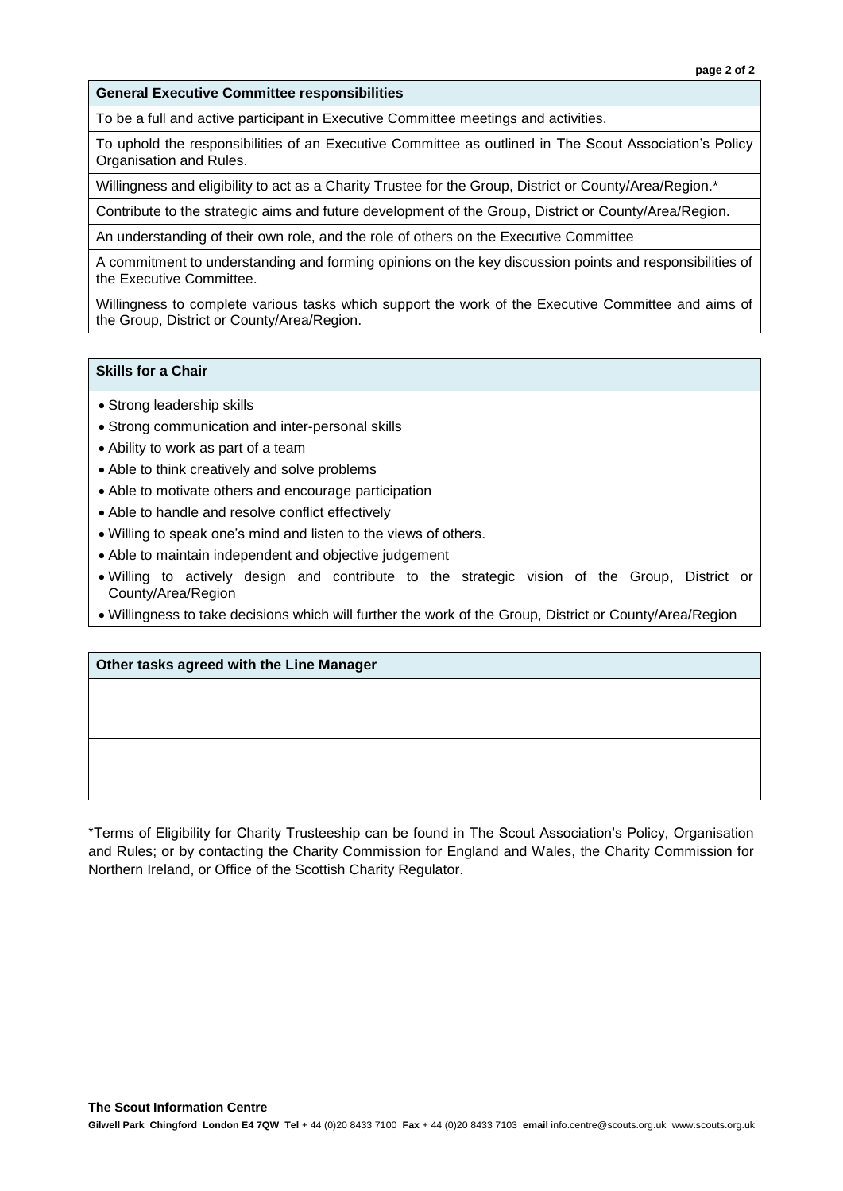## General Executive Committee responsibilities

To be a full and active participant in Executive Committee meetings and activities.

To uphold the responsibilities of an Executive Committee as outlined in The Scout Association's Policy Organisation and Rules.

Willingness and eligibility to act as a Charity Trustee for the Group, District or County/Area/Region.*

Contribute to the strategic aims and future development of the Group, District or County/Area/Region.

An understanding of their own role, and the role of others on the Executive Committee

A commitment to understanding and forming opinions on the key discussion points and responsibilities of the Executive Committee.

Willingness to complete various tasks which support the work of the Executive Committee and aims of the Group, District or County/Area/Region.

## Skills for a Chair

- Strong leadership skills
- Strong communication and inter-personal skills
- Ability to work as part of a team
- Able to think creatively and solve problems
- Able to motivate others and encourage participation
- Able to handle and resolve conflict effectively
- Willing to speak one's mind and listen to the views of others.
- Able to maintain independent and objective judgement
- Willing to actively design and contribute to the strategic vision of the Group, District or County/Area/Region
- Willingness to take decisions which will further the work of the Group, District or County/Area/Region

## Other tasks agreed with the Line Manager

*Terms of Eligibility for Charity Trusteeship can be found in The Scout Association's Policy, Organisation and Rules; or by contacting the Charity Commission for England and Wales, the Charity Commission for Northern Ireland, or Office of the Scottish Charity Regulator.

**The Scout Information Centre**
**Gilwell Park Chingford London E4 7QW Tel** + 44 (0)20 8433 7100 **Fax** + 44 (0)20 8433 7103 **email** info.centre@scouts.org.uk www.scouts.org.uk